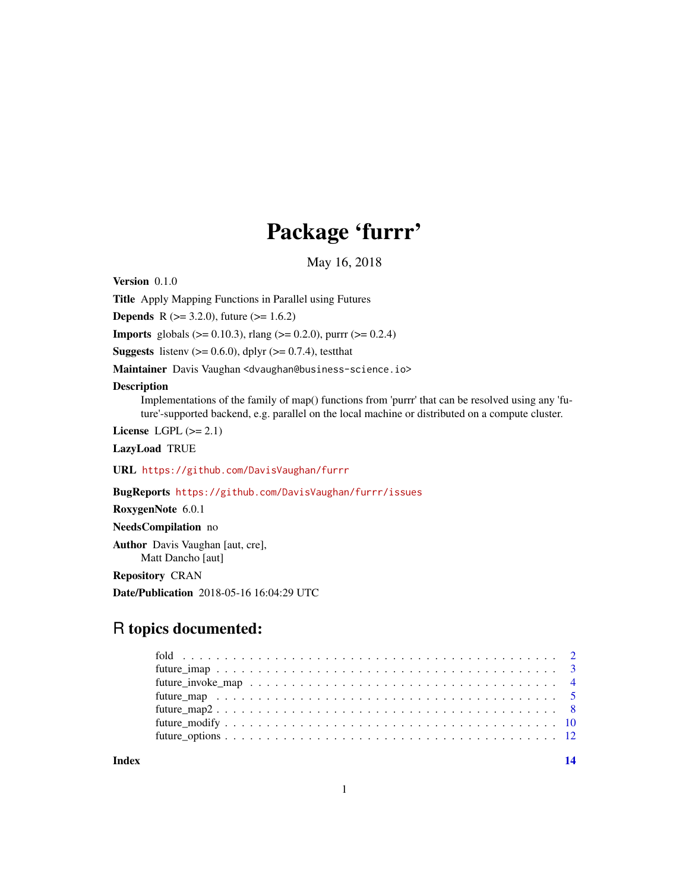# Package 'furrr'

May 16, 2018

**Version** 0.1.0

**Title** Apply Mapping Functions in Parallel using Futures

**Depends** R (>= 3.2.0), future (>= 1.6.2)

**Imports** globals (>= 0.10.3), rlang (>= 0.2.0), purrr (>= 0.2.4)

**Suggests** listenv (>= 0.6.0), dplyr (>= 0.7.4), testthat

**Maintainer** Davis Vaughan <dvaughan@business-science.io>

**Description**
Implementations of the family of map() functions from 'purrr' that can be resolved using any 'future'-supported backend, e.g. parallel on the local machine or distributed on a compute cluster.

**License** LGPL (>= 2.1)

**LazyLoad** TRUE

**URL** https://github.com/DavisVaughan/furrr

**BugReports** https://github.com/DavisVaughan/furrr/issues

**RoxygenNote** 6.0.1

**NeedsCompilation** no

**Author** Davis Vaughan [aut, cre],
Matt Dancho [aut]

**Repository** CRAN

**Date/Publication** 2018-05-16 16:04:29 UTC

## R topics documented:

- fold . . . . . . . . . . . . . . . . . . . . . . . . . . . . . . . . . . . . . . . . 2
- future_imap . . . . . . . . . . . . . . . . . . . . . . . . . . . . . . . . . . . . 3
- future_invoke_map . . . . . . . . . . . . . . . . . . . . . . . . . . . . . . . . 4
- future_map . . . . . . . . . . . . . . . . . . . . . . . . . . . . . . . . . . . . 5
- future_map2 . . . . . . . . . . . . . . . . . . . . . . . . . . . . . . . . . . . 8
- future_modify . . . . . . . . . . . . . . . . . . . . . . . . . . . . . . . . . . 10
- future_options . . . . . . . . . . . . . . . . . . . . . . . . . . . . . . . . . 12

**Index** **14**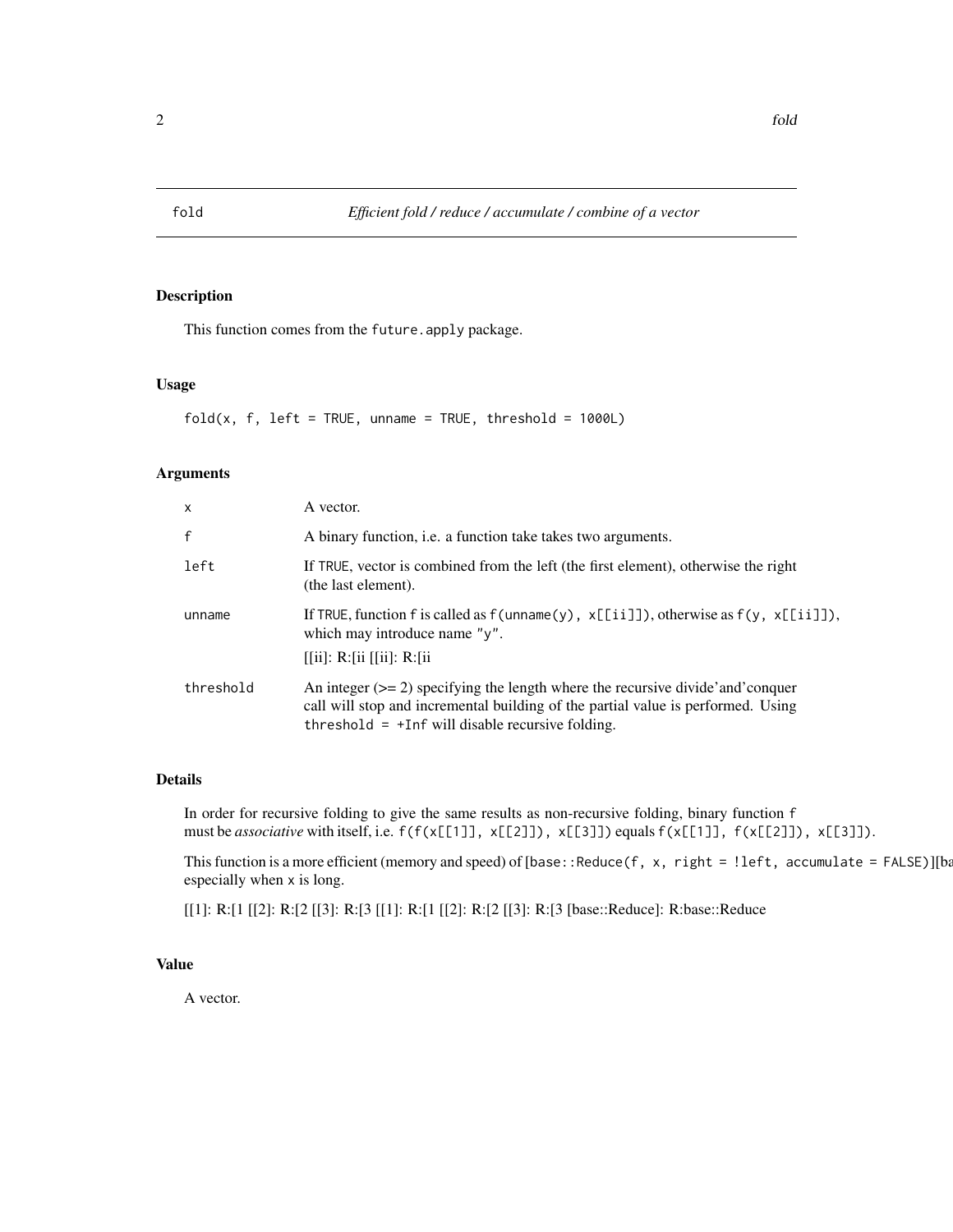# fold — *Efficient fold / reduce / accumulate / combine of a vector*

## Description

This function comes from the `future.apply` package.

## Usage

```
fold(x, f, left = TRUE, unname = TRUE, threshold = 1000L)
```

## Arguments

| | |
|---|---|
| `x` | A vector. |
| `f` | A binary function, i.e. a function take takes two arguments. |
| `left` | If `TRUE`, vector is combined from the left (the first element), otherwise the right (the last element). |
| `unname` | If `TRUE`, function `f` is called as `f(unname(y), x[[ii]])`, otherwise as `f(y, x[[ii]])`, which may introduce name `"y"`. [[ii]: R:[ii [[ii]: R:[ii |
| `threshold` | An integer (>= 2) specifying the length where the recursive divide'and'conquer call will stop and incremental building of the partial value is performed. Using `threshold = +Inf` will disable recursive folding. |

## Details

In order for recursive folding to give the same results as non-recursive folding, binary function `f` must be *associative* with itself, i.e. `f(f(x[[1]], x[[2]]), x[[3]])` equals `f(x[[1]], f(x[[2]]), x[[3]])`.

This function is a more efficient (memory and speed) of `[base::Reduce(f, x, right = !left, accumulate = FALSE)][ba` especially when `x` is long.

[[1]: R:[1 [[2]: R:[2 [[3]: R:[3 [[1]: R:[1 [[2]: R:[2 [[3]: R:[3 [base::Reduce]: R:base::Reduce

## Value

A vector.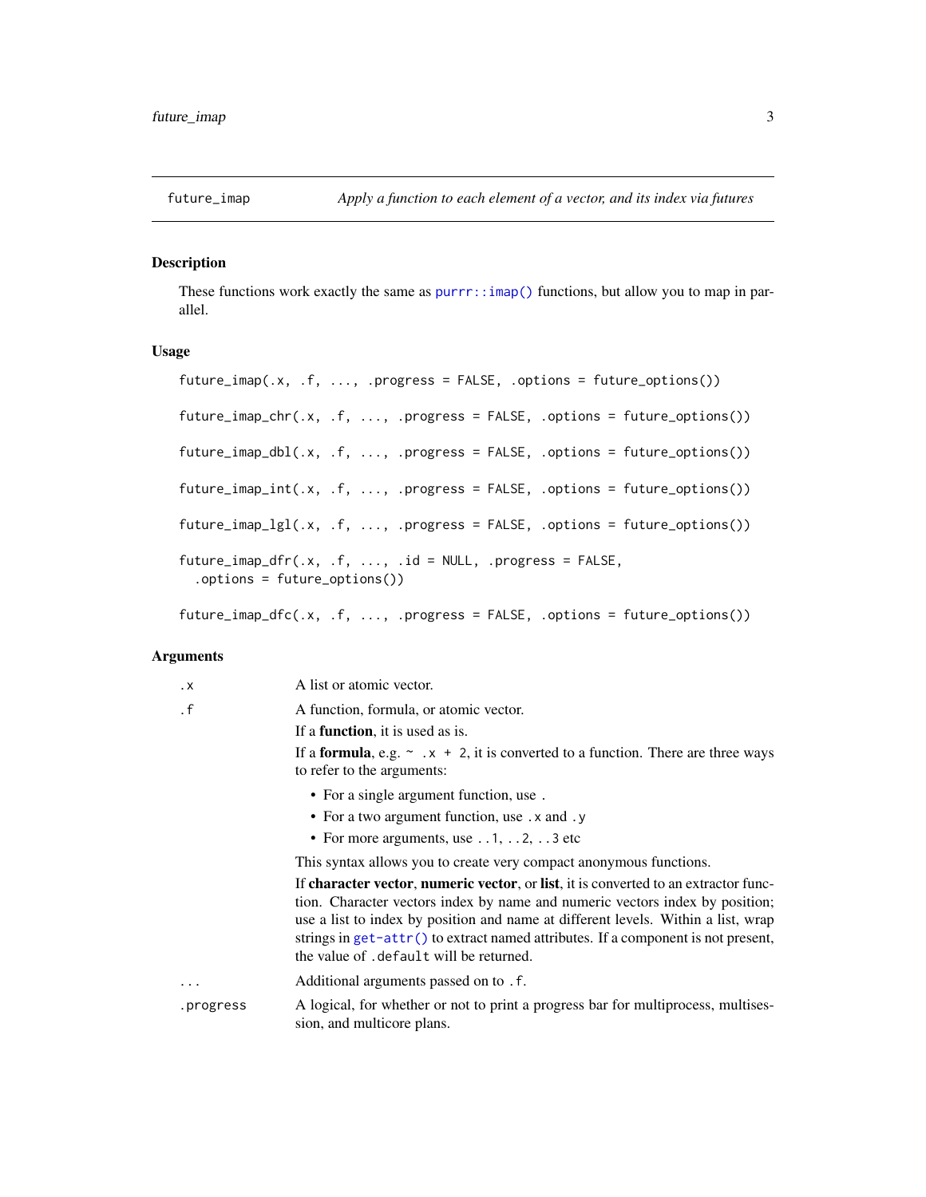## future_imap — *Apply a function to each element of a vector, and its index via futures*

### Description

These functions work exactly the same as `purrr::imap()` functions, but allow you to map in parallel.

### Usage

```
future_imap(.x, .f, ..., .progress = FALSE, .options = future_options())

future_imap_chr(.x, .f, ..., .progress = FALSE, .options = future_options())

future_imap_dbl(.x, .f, ..., .progress = FALSE, .options = future_options())

future_imap_int(.x, .f, ..., .progress = FALSE, .options = future_options())

future_imap_lgl(.x, .f, ..., .progress = FALSE, .options = future_options())

future_imap_dfr(.x, .f, ..., .id = NULL, .progress = FALSE,
  .options = future_options())

future_imap_dfc(.x, .f, ..., .progress = FALSE, .options = future_options())
```

### Arguments

| | |
|---|---|
| `.x` | A list or atomic vector. |
| `.f` | A function, formula, or atomic vector.<br><br>If a **function**, it is used as is.<br><br>If a **formula**, e.g. `~ .x + 2`, it is converted to a function. There are three ways to refer to the arguments:<br>• For a single argument function, use `.`<br>• For a two argument function, use `.x` and `.y`<br>• For more arguments, use `..1`, `..2`, `..3` etc<br><br>This syntax allows you to create very compact anonymous functions.<br><br>If **character vector**, **numeric vector**, or **list**, it is converted to an extractor function. Character vectors index by name and numeric vectors index by position; use a list to index by position and name at different levels. Within a list, wrap strings in `get-attr()` to extract named attributes. If a component is not present, the value of `.default` will be returned. |
| `...` | Additional arguments passed on to `.f`. |
| `.progress` | A logical, for whether or not to print a progress bar for multiprocess, multisession, and multicore plans. |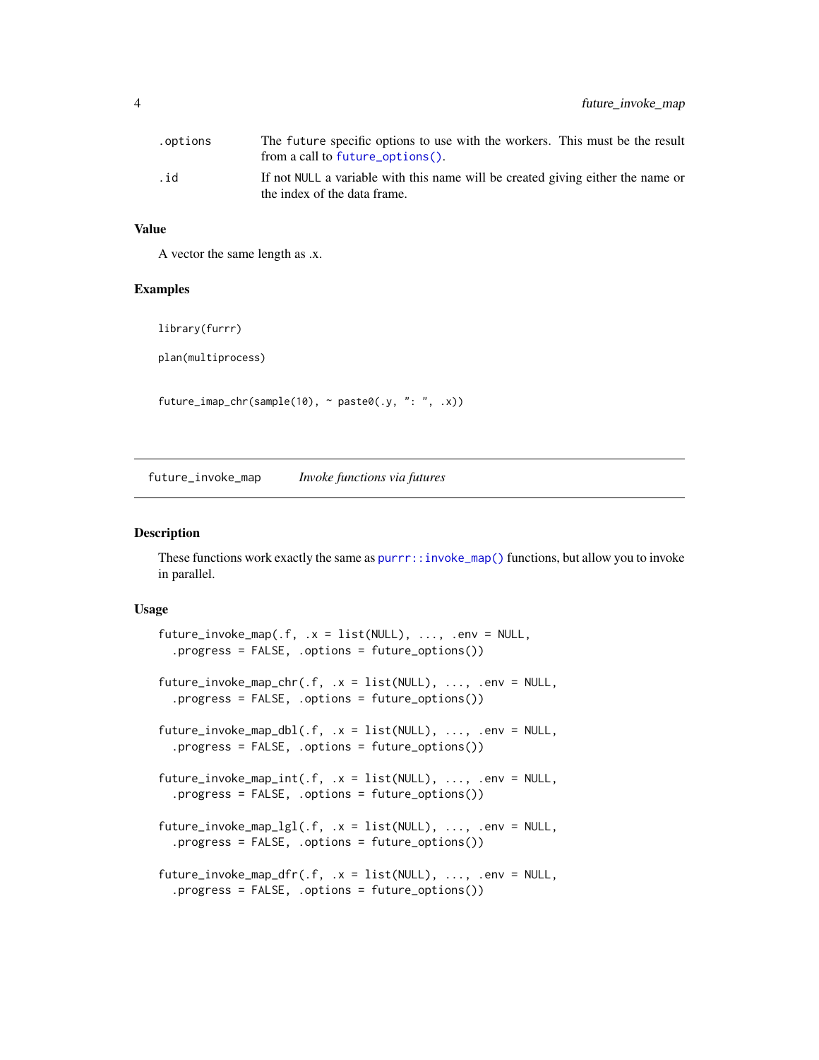| | |
|---|---|
| .options | The future specific options to use with the workers. This must be the result from a call to future_options(). |
| .id | If not NULL a variable with this name will be created giving either the name or the index of the data frame. |

### Value

A vector the same length as .x.

### Examples

```
library(furrr)

plan(multiprocess)


future_imap_chr(sample(10), ~ paste0(.y, ": ", .x))
```

---

## future_invoke_map    *Invoke functions via futures*

---

### Description

These functions work exactly the same as purrr::invoke_map() functions, but allow you to invoke in parallel.

### Usage

```
future_invoke_map(.f, .x = list(NULL), ..., .env = NULL,
  .progress = FALSE, .options = future_options())

future_invoke_map_chr(.f, .x = list(NULL), ..., .env = NULL,
  .progress = FALSE, .options = future_options())

future_invoke_map_dbl(.f, .x = list(NULL), ..., .env = NULL,
  .progress = FALSE, .options = future_options())

future_invoke_map_int(.f, .x = list(NULL), ..., .env = NULL,
  .progress = FALSE, .options = future_options())

future_invoke_map_lgl(.f, .x = list(NULL), ..., .env = NULL,
  .progress = FALSE, .options = future_options())

future_invoke_map_dfr(.f, .x = list(NULL), ..., .env = NULL,
  .progress = FALSE, .options = future_options())
```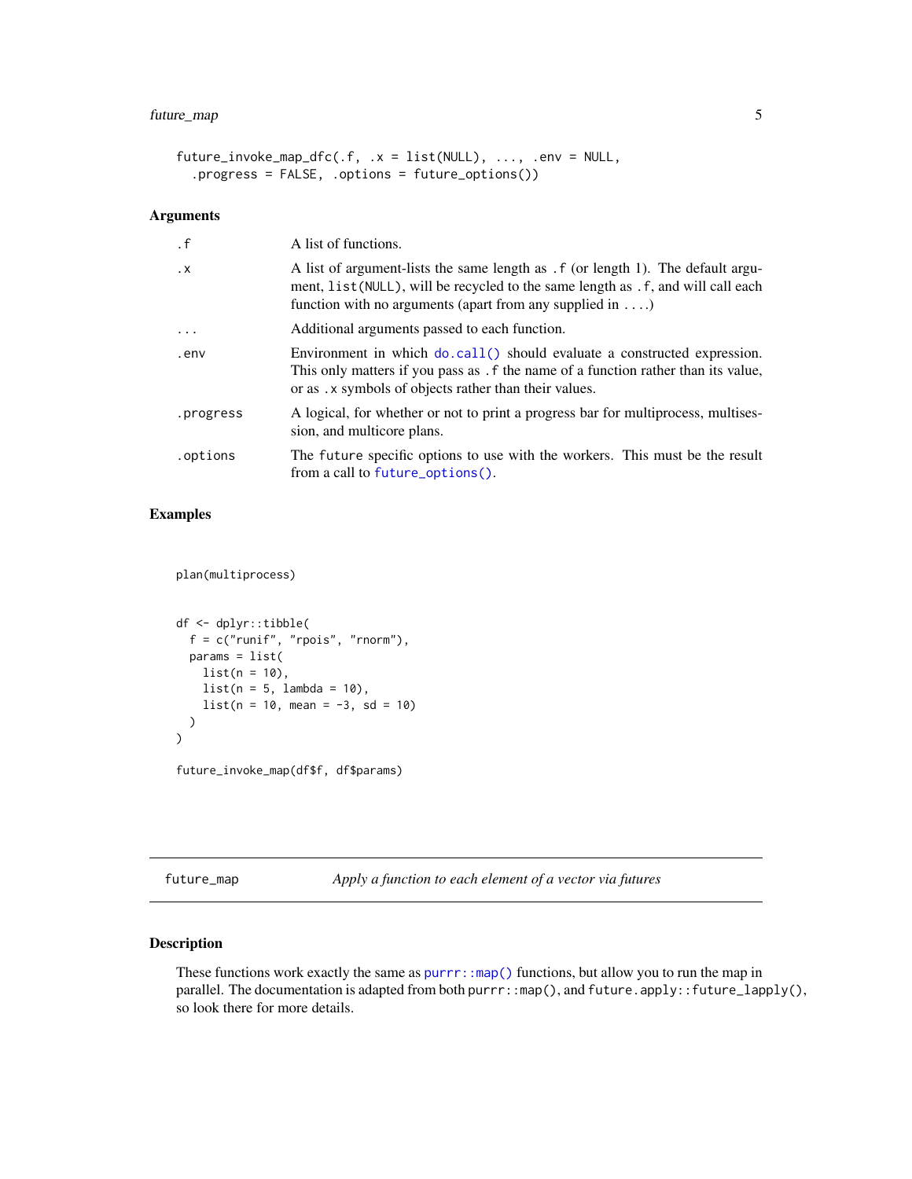```
future_invoke_map_dfc(.f, .x = list(NULL), ..., .env = NULL,
  .progress = FALSE, .options = future_options())
```

### Arguments

| | |
|---|---|
| `.f` | A list of functions. |
| `.x` | A list of argument-lists the same length as `.f` (or length 1). The default argument, `list(NULL)`, will be recycled to the same length as `.f`, and will call each function with no arguments (apart from any supplied in `...`.) |
| `...` | Additional arguments passed to each function. |
| `.env` | Environment in which `do.call()` should evaluate a constructed expression. This only matters if you pass as `.f` the name of a function rather than its value, or as `.x` symbols of objects rather than their values. |
| `.progress` | A logical, for whether or not to print a progress bar for multiprocess, multisession, and multicore plans. |
| `.options` | The `future` specific options to use with the workers. This must be the result from a call to `future_options()`. |

### Examples

```
plan(multiprocess)


df <- dplyr::tibble(
  f = c("runif", "rpois", "rnorm"),
  params = list(
    list(n = 10),
    list(n = 5, lambda = 10),
    list(n = 10, mean = -3, sd = 10)
  )
)

future_invoke_map(df$f, df$params)
```

---

## future_map *Apply a function to each element of a vector via futures*

---

### Description

These functions work exactly the same as `purrr::map()` functions, but allow you to run the map in parallel. The documentation is adapted from both `purrr::map()`, and `future.apply::future_lapply()`, so look there for more details.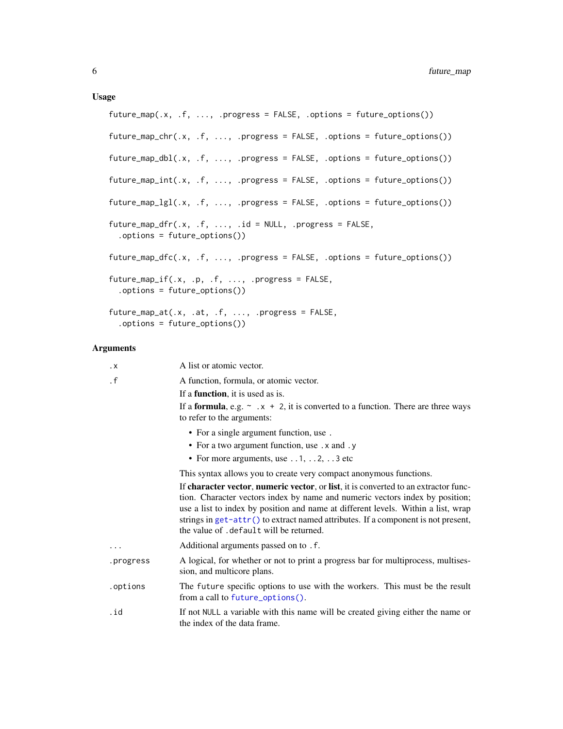## Usage

```
future_map(.x, .f, ..., .progress = FALSE, .options = future_options())

future_map_chr(.x, .f, ..., .progress = FALSE, .options = future_options())

future_map_dbl(.x, .f, ..., .progress = FALSE, .options = future_options())

future_map_int(.x, .f, ..., .progress = FALSE, .options = future_options())

future_map_lgl(.x, .f, ..., .progress = FALSE, .options = future_options())

future_map_dfr(.x, .f, ..., .id = NULL, .progress = FALSE,
  .options = future_options())

future_map_dfc(.x, .f, ..., .progress = FALSE, .options = future_options())

future_map_if(.x, .p, .f, ..., .progress = FALSE,
  .options = future_options())

future_map_at(.x, .at, .f, ..., .progress = FALSE,
  .options = future_options())
```

## Arguments

`.x` A list or atomic vector.

`.f` A function, formula, or atomic vector.

If a **function**, it is used as is.

If a **formula**, e.g. `~ .x + 2`, it is converted to a function. There are three ways to refer to the arguments:

- For a single argument function, use `.`
- For a two argument function, use `.x` and `.y`
- For more arguments, use `..1`, `..2`, `..3` etc

This syntax allows you to create very compact anonymous functions.

If **character vector**, **numeric vector**, or **list**, it is converted to an extractor function. Character vectors index by name and numeric vectors index by position; use a list to index by position and name at different levels. Within a list, wrap strings in `get-attr()` to extract named attributes. If a component is not present, the value of `.default` will be returned.

`...` Additional arguments passed on to `.f`.

`.progress` A logical, for whether or not to print a progress bar for multiprocess, multisession, and multicore plans.

`.options` The `future` specific options to use with the workers. This must be the result from a call to `future_options()`.

`.id` If not `NULL` a variable with this name will be created giving either the name or the index of the data frame.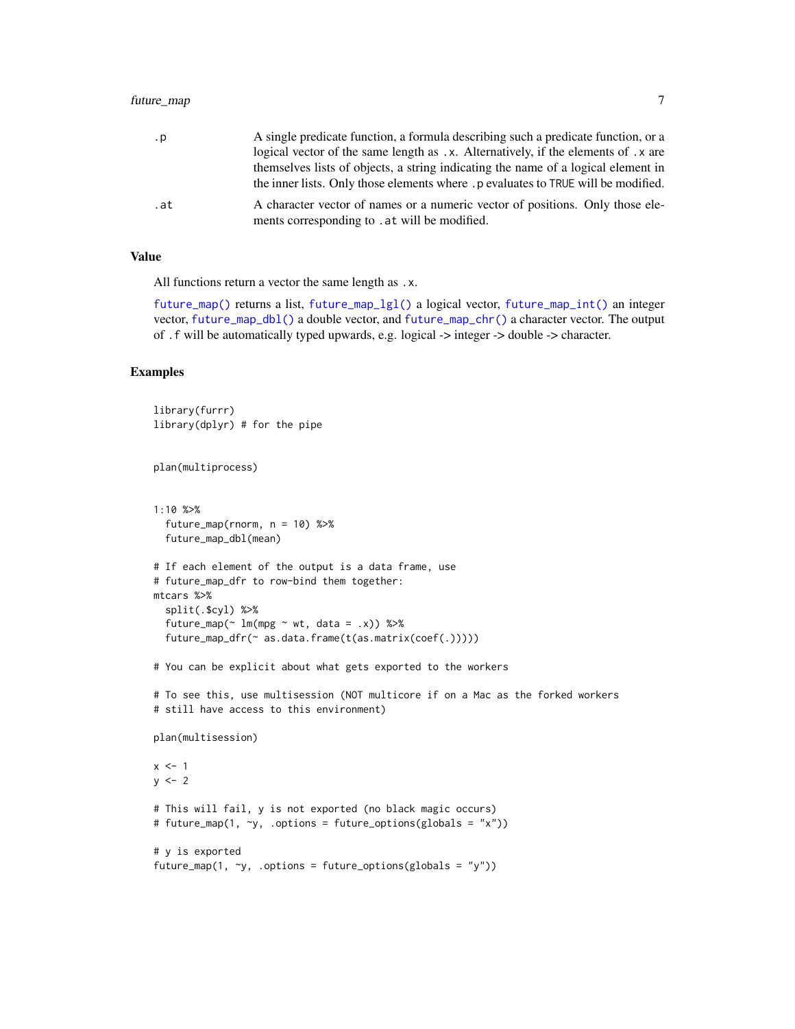| | |
|---|---|
| .p | A single predicate function, a formula describing such a predicate function, or a logical vector of the same length as .x. Alternatively, if the elements of .x are themselves lists of objects, a string indicating the name of a logical element in the inner lists. Only those elements where .p evaluates to TRUE will be modified. |
| .at | A character vector of names or a numeric vector of positions. Only those elements corresponding to .at will be modified. |

### Value

All functions return a vector the same length as .x.

future_map() returns a list, future_map_lgl() a logical vector, future_map_int() an integer vector, future_map_dbl() a double vector, and future_map_chr() a character vector. The output of .f will be automatically typed upwards, e.g. logical -> integer -> double -> character.

### Examples

```
library(furrr)
library(dplyr) # for the pipe


plan(multiprocess)


1:10 %>%
  future_map(rnorm, n = 10) %>%
  future_map_dbl(mean)

# If each element of the output is a data frame, use
# future_map_dfr to row-bind them together:
mtcars %>%
  split(.$cyl) %>%
  future_map(~ lm(mpg ~ wt, data = .x)) %>%
  future_map_dfr(~ as.data.frame(t(as.matrix(coef(.)))))

# You can be explicit about what gets exported to the workers

# To see this, use multisession (NOT multicore if on a Mac as the forked workers
# still have access to this environment)

plan(multisession)

x <- 1
y <- 2

# This will fail, y is not exported (no black magic occurs)
# future_map(1, ~y, .options = future_options(globals = "x"))

# y is exported
future_map(1, ~y, .options = future_options(globals = "y"))
```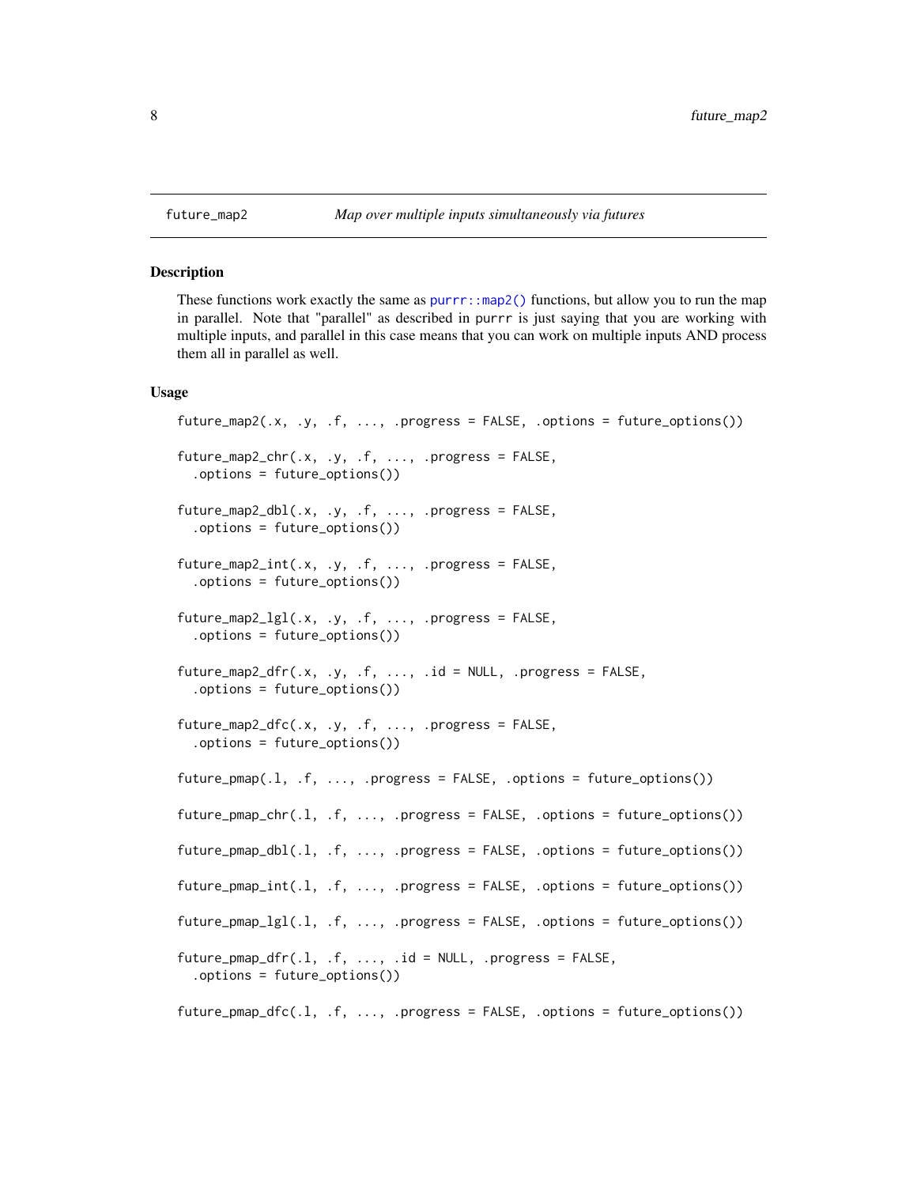## future_map2 — *Map over multiple inputs simultaneously via futures*

### Description

These functions work exactly the same as `purrr::map2()` functions, but allow you to run the map in parallel. Note that "parallel" as described in `purrr` is just saying that you are working with multiple inputs, and parallel in this case means that you can work on multiple inputs AND process them all in parallel as well.

### Usage

```
future_map2(.x, .y, .f, ..., .progress = FALSE, .options = future_options())

future_map2_chr(.x, .y, .f, ..., .progress = FALSE,
  .options = future_options())

future_map2_dbl(.x, .y, .f, ..., .progress = FALSE,
  .options = future_options())

future_map2_int(.x, .y, .f, ..., .progress = FALSE,
  .options = future_options())

future_map2_lgl(.x, .y, .f, ..., .progress = FALSE,
  .options = future_options())

future_map2_dfr(.x, .y, .f, ..., .id = NULL, .progress = FALSE,
  .options = future_options())

future_map2_dfc(.x, .y, .f, ..., .progress = FALSE,
  .options = future_options())

future_pmap(.l, .f, ..., .progress = FALSE, .options = future_options())

future_pmap_chr(.l, .f, ..., .progress = FALSE, .options = future_options())

future_pmap_dbl(.l, .f, ..., .progress = FALSE, .options = future_options())

future_pmap_int(.l, .f, ..., .progress = FALSE, .options = future_options())

future_pmap_lgl(.l, .f, ..., .progress = FALSE, .options = future_options())

future_pmap_dfr(.l, .f, ..., .id = NULL, .progress = FALSE,
  .options = future_options())

future_pmap_dfc(.l, .f, ..., .progress = FALSE, .options = future_options())
```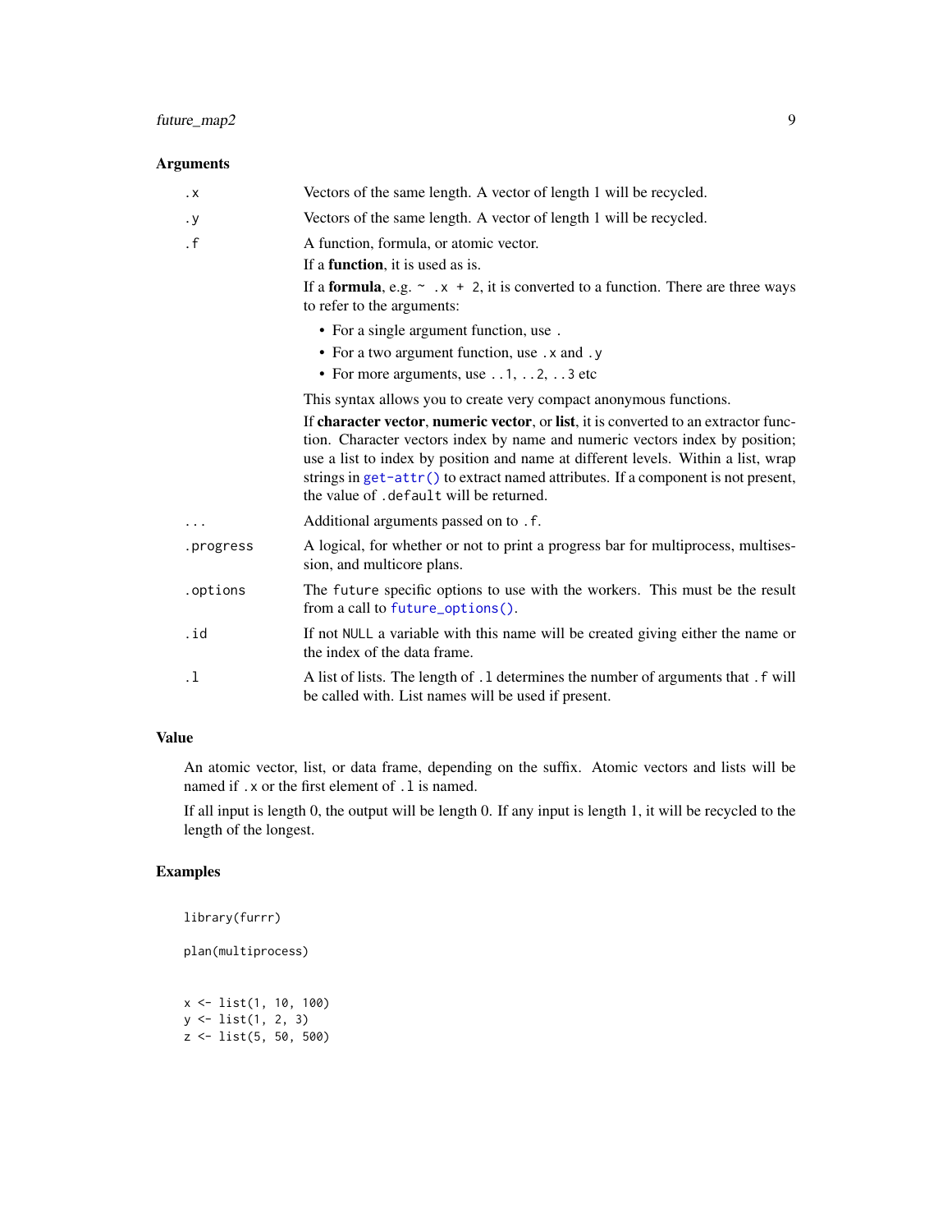### Arguments

| Argument | Description |
|---|---|
| `.x` | Vectors of the same length. A vector of length 1 will be recycled. |
| `.y` | Vectors of the same length. A vector of length 1 will be recycled. |
| `.f` | A function, formula, or atomic vector.<br>If a **function**, it is used as is.<br>If a **formula**, e.g. `~ .x + 2`, it is converted to a function. There are three ways to refer to the arguments:<br>• For a single argument function, use `.`<br>• For a two argument function, use `.x` and `.y`<br>• For more arguments, use `..1`, `..2`, `..3` etc<br>This syntax allows you to create very compact anonymous functions.<br>If **character vector**, **numeric vector**, or **list**, it is converted to an extractor function. Character vectors index by name and numeric vectors index by position; use a list to index by position and name at different levels. Within a list, wrap strings in `get-attr()` to extract named attributes. If a component is not present, the value of `.default` will be returned. |
| `...` | Additional arguments passed on to `.f`. |
| `.progress` | A logical, for whether or not to print a progress bar for multiprocess, multisession, and multicore plans. |
| `.options` | The `future` specific options to use with the workers. This must be the result from a call to `future_options()`. |
| `.id` | If not `NULL` a variable with this name will be created giving either the name or the index of the data frame. |
| `.l` | A list of lists. The length of `.l` determines the number of arguments that `.f` will be called with. List names will be used if present. |

### Value

An atomic vector, list, or data frame, depending on the suffix. Atomic vectors and lists will be named if `.x` or the first element of `.l` is named.

If all input is length 0, the output will be length 0. If any input is length 1, it will be recycled to the length of the longest.

### Examples

```
library(furrr)

plan(multiprocess)


x <- list(1, 10, 100)
y <- list(1, 2, 3)
z <- list(5, 50, 500)
```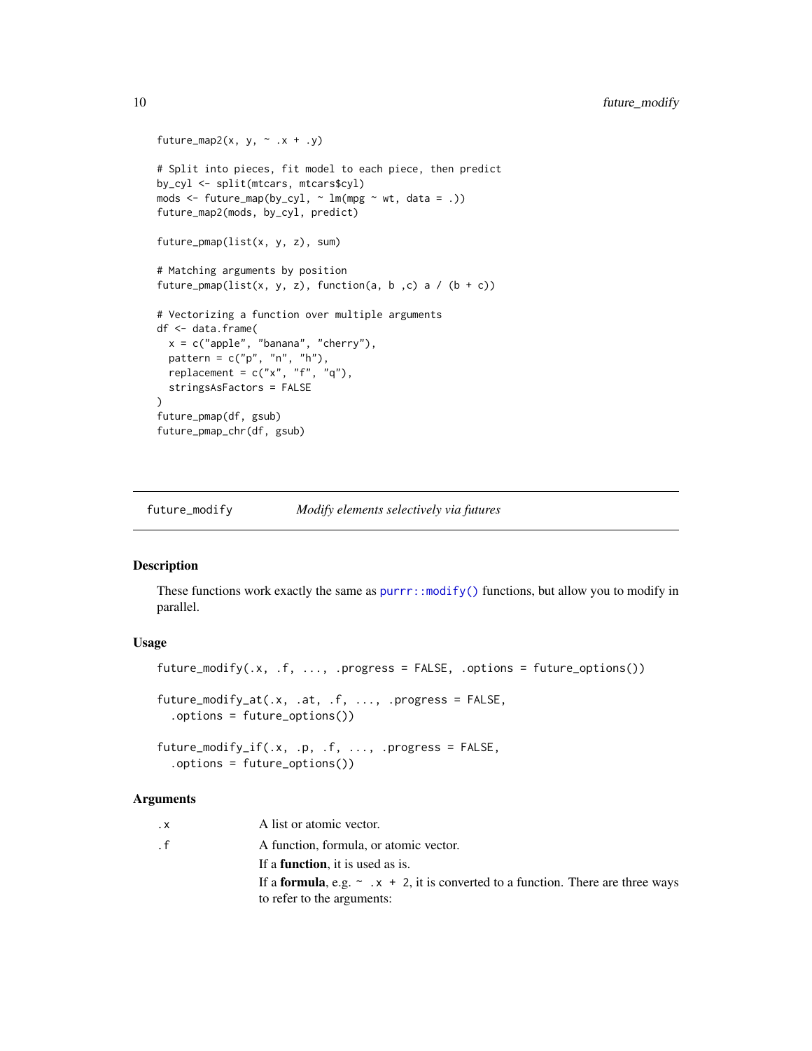```
future_map2(x, y, ~ .x + .y)

# Split into pieces, fit model to each piece, then predict
by_cyl <- split(mtcars, mtcars$cyl)
mods <- future_map(by_cyl, ~ lm(mpg ~ wt, data = .))
future_map2(mods, by_cyl, predict)

future_pmap(list(x, y, z), sum)

# Matching arguments by position
future_pmap(list(x, y, z), function(a, b ,c) a / (b + c))

# Vectorizing a function over multiple arguments
df <- data.frame(
  x = c("apple", "banana", "cherry"),
  pattern = c("p", "n", "h"),
  replacement = c("x", "f", "q"),
  stringsAsFactors = FALSE
)
future_pmap(df, gsub)
future_pmap_chr(df, gsub)
```

---

## future_modify — *Modify elements selectively via futures*

### Description

These functions work exactly the same as `purrr::modify()` functions, but allow you to modify in parallel.

### Usage

```
future_modify(.x, .f, ..., .progress = FALSE, .options = future_options())

future_modify_at(.x, .at, .f, ..., .progress = FALSE,
  .options = future_options())

future_modify_if(.x, .p, .f, ..., .progress = FALSE,
  .options = future_options())
```

### Arguments

`.x` A list or atomic vector.

`.f` A function, formula, or atomic vector.

If a **function**, it is used as is.

If a **formula**, e.g. `~ .x + 2`, it is converted to a function. There are three ways to refer to the arguments: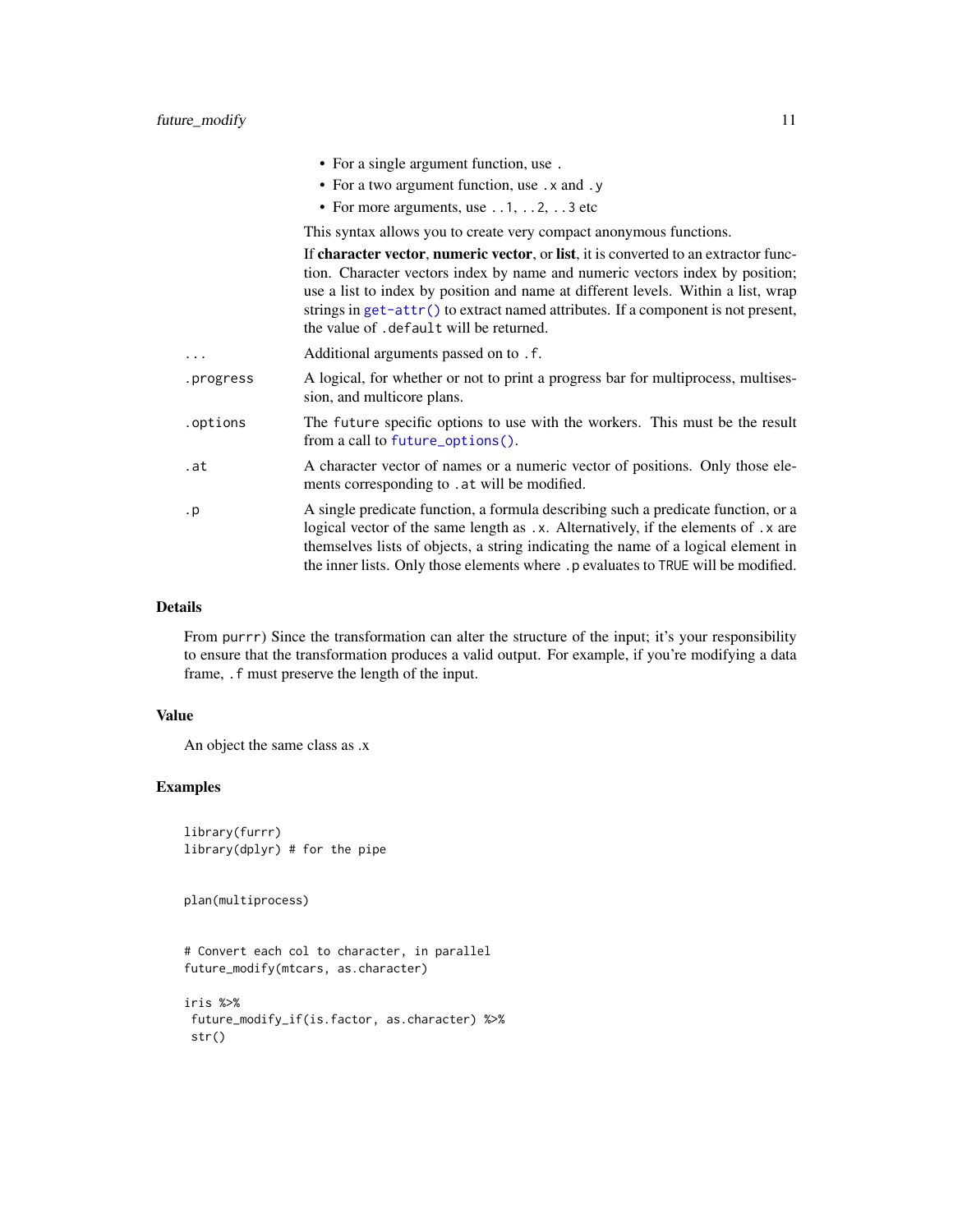- For a single argument function, use .
- For a two argument function, use .x and .y
- For more arguments, use ..1, ..2, ..3 etc

This syntax allows you to create very compact anonymous functions.

If **character vector**, **numeric vector**, or **list**, it is converted to an extractor function. Character vectors index by name and numeric vectors index by position; use a list to index by position and name at different levels. Within a list, wrap strings in get-attr() to extract named attributes. If a component is not present, the value of .default will be returned.

| | |
|---|---|
| ... | Additional arguments passed on to .f. |
| .progress | A logical, for whether or not to print a progress bar for multiprocess, multisession, and multicore plans. |
| .options | The future specific options to use with the workers. This must be the result from a call to future_options(). |
| .at | A character vector of names or a numeric vector of positions. Only those elements corresponding to .at will be modified. |
| .p | A single predicate function, a formula describing such a predicate function, or a logical vector of the same length as .x. Alternatively, if the elements of .x are themselves lists of objects, a string indicating the name of a logical element in the inner lists. Only those elements where .p evaluates to TRUE will be modified. |

## Details

From purrr) Since the transformation can alter the structure of the input; it's your responsibility to ensure that the transformation produces a valid output. For example, if you're modifying a data frame, .f must preserve the length of the input.

## Value

An object the same class as .x

## Examples

```
library(furrr)
library(dplyr) # for the pipe


plan(multiprocess)


# Convert each col to character, in parallel
future_modify(mtcars, as.character)

iris %>%
 future_modify_if(is.factor, as.character) %>%
 str()
```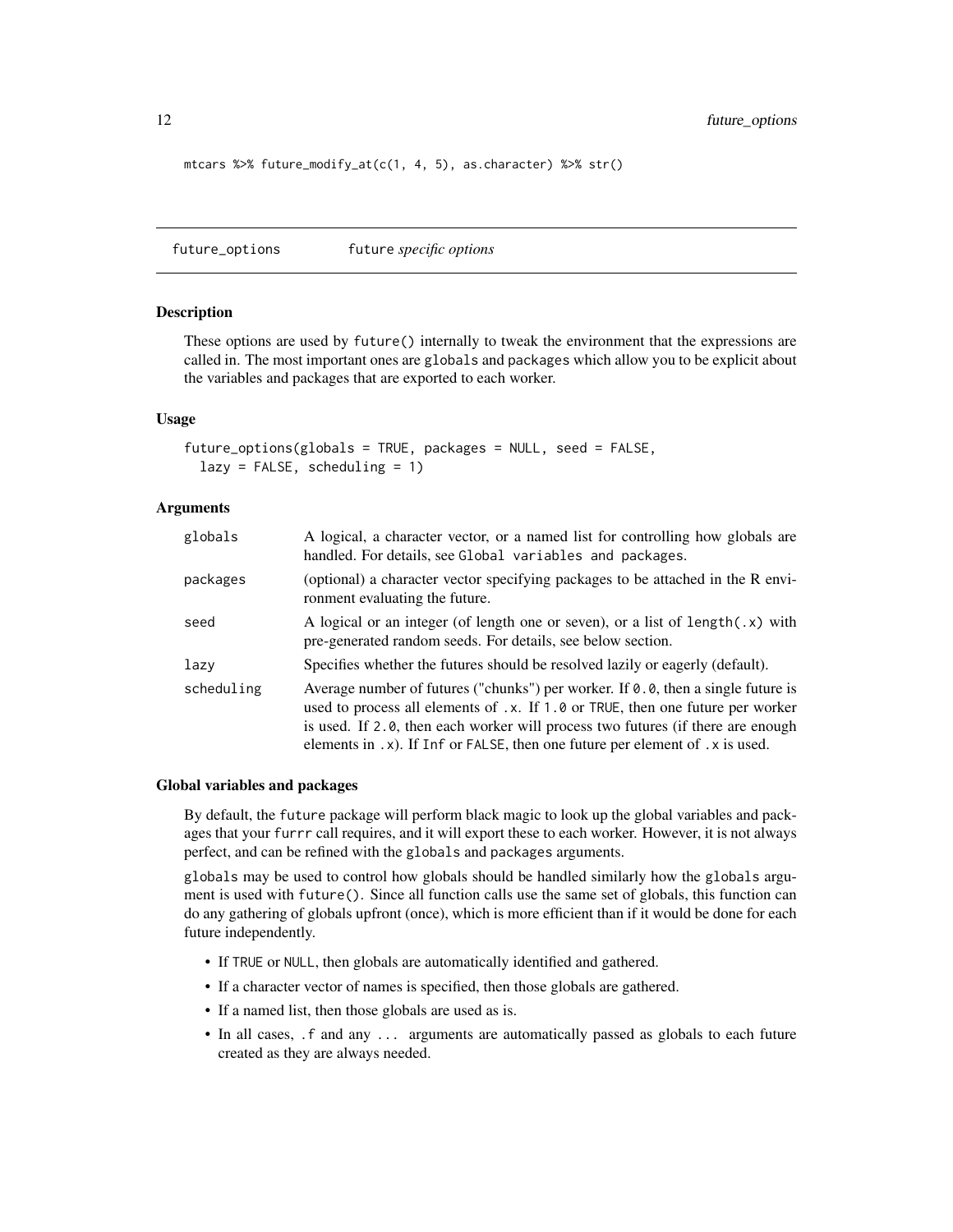```
mtcars %>% future_modify_at(c(1, 4, 5), as.character) %>% str()
```

## future_options — future *specific options*

### Description

These options are used by `future()` internally to tweak the environment that the expressions are called in. The most important ones are `globals` and `packages` which allow you to be explicit about the variables and packages that are exported to each worker.

### Usage

```
future_options(globals = TRUE, packages = NULL, seed = FALSE,
  lazy = FALSE, scheduling = 1)
```

### Arguments

| | |
|---|---|
| globals | A logical, a character vector, or a named list for controlling how globals are handled. For details, see `Global variables and packages`. |
| packages | (optional) a character vector specifying packages to be attached in the R environment evaluating the future. |
| seed | A logical or an integer (of length one or seven), or a list of `length(.x)` with pre-generated random seeds. For details, see below section. |
| lazy | Specifies whether the futures should be resolved lazily or eagerly (default). |
| scheduling | Average number of futures ("chunks") per worker. If `0.0`, then a single future is used to process all elements of `.x`. If `1.0` or `TRUE`, then one future per worker is used. If `2.0`, then each worker will process two futures (if there are enough elements in `.x`). If `Inf` or `FALSE`, then one future per element of `.x` is used. |

### Global variables and packages

By default, the `future` package will perform black magic to look up the global variables and packages that your `furrr` call requires, and it will export these to each worker. However, it is not always perfect, and can be refined with the `globals` and `packages` arguments.

`globals` may be used to control how globals should be handled similarly how the `globals` argument is used with `future()`. Since all function calls use the same set of globals, this function can do any gathering of globals upfront (once), which is more efficient than if it would be done for each future independently.

- If `TRUE` or `NULL`, then globals are automatically identified and gathered.
- If a character vector of names is specified, then those globals are gathered.
- If a named list, then those globals are used as is.
- In all cases, `.f` and any `...` arguments are automatically passed as globals to each future created as they are always needed.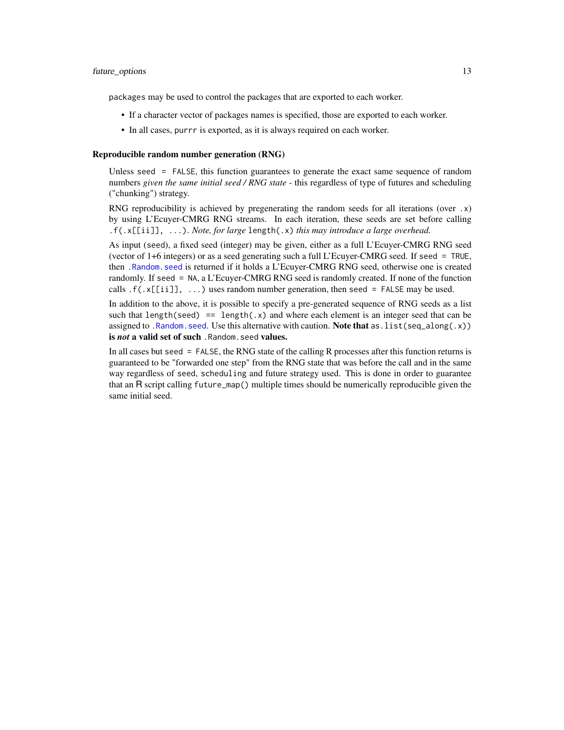`packages` may be used to control the packages that are exported to each worker.

- If a character vector of packages names is specified, those are exported to each worker.
- In all cases, `purrr` is exported, as it is always required on each worker.

### Reproducible random number generation (RNG)

Unless `seed = FALSE`, this function guarantees to generate the exact same sequence of random numbers *given the same initial seed / RNG state* - this regardless of type of futures and scheduling ("chunking") strategy.

RNG reproducibility is achieved by pregenerating the random seeds for all iterations (over `.x`) by using L'Ecuyer-CMRG RNG streams. In each iteration, these seeds are set before calling `.f(.x[[ii]], ...)`. *Note, for large* `length(.x)` *this may introduce a large overhead.*

As input (`seed`), a fixed seed (integer) may be given, either as a full L'Ecuyer-CMRG RNG seed (vector of 1+6 integers) or as a seed generating such a full L'Ecuyer-CMRG seed. If `seed = TRUE`, then `.Random.seed` is returned if it holds a L'Ecuyer-CMRG RNG seed, otherwise one is created randomly. If `seed = NA`, a L'Ecuyer-CMRG RNG seed is randomly created. If none of the function calls `.f(.x[[ii]], ...)` uses random number generation, then `seed = FALSE` may be used.

In addition to the above, it is possible to specify a pre-generated sequence of RNG seeds as a list such that `length(seed) == length(.x)` and where each element is an integer seed that can be assigned to `.Random.seed`. Use this alternative with caution. **Note that** `as.list(seq_along(.x))` **is *not* a valid set of such** `.Random.seed` **values.**

In all cases but `seed = FALSE`, the RNG state of the calling R processes after this function returns is guaranteed to be "forwarded one step" from the RNG state that was before the call and in the same way regardless of `seed`, `scheduling` and future strategy used. This is done in order to guarantee that an R script calling `future_map()` multiple times should be numerically reproducible given the same initial seed.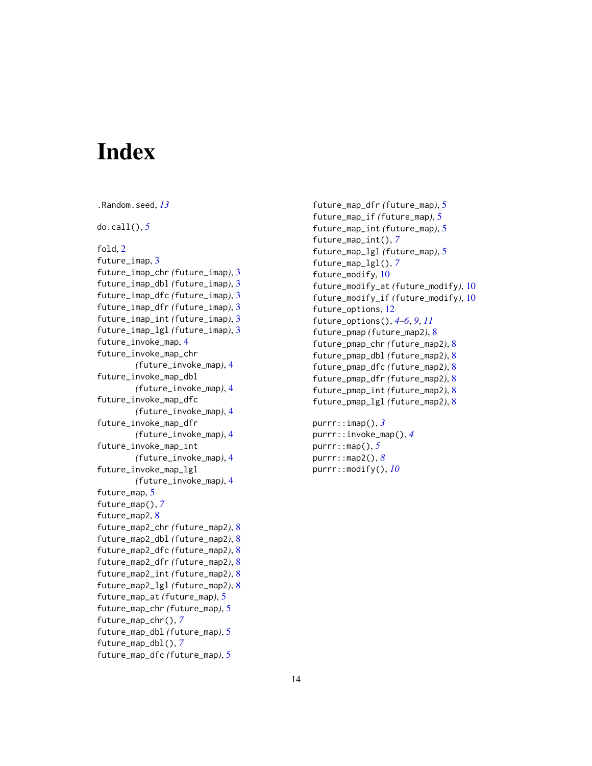# Index

.Random.seed, *13*

do.call(), *5*

fold, 2
future_imap, 3
future_imap_chr *(future_imap)*, 3
future_imap_dbl *(future_imap)*, 3
future_imap_dfc *(future_imap)*, 3
future_imap_dfr *(future_imap)*, 3
future_imap_int *(future_imap)*, 3
future_imap_lgl *(future_imap)*, 3
future_invoke_map, 4
future_invoke_map_chr *(future_invoke_map)*, 4
future_invoke_map_dbl *(future_invoke_map)*, 4
future_invoke_map_dfc *(future_invoke_map)*, 4
future_invoke_map_dfr *(future_invoke_map)*, 4
future_invoke_map_int *(future_invoke_map)*, 4
future_invoke_map_lgl *(future_invoke_map)*, 4
future_map, 5
future_map(), *7*
future_map2, 8
future_map2_chr *(future_map2)*, 8
future_map2_dbl *(future_map2)*, 8
future_map2_dfc *(future_map2)*, 8
future_map2_dfr *(future_map2)*, 8
future_map2_int *(future_map2)*, 8
future_map2_lgl *(future_map2)*, 8
future_map_at *(future_map)*, 5
future_map_chr *(future_map)*, 5
future_map_chr(), *7*
future_map_dbl *(future_map)*, 5
future_map_dbl(), *7*
future_map_dfc *(future_map)*, 5
future_map_dfr *(future_map)*, 5
future_map_if *(future_map)*, 5
future_map_int *(future_map)*, 5
future_map_int(), *7*
future_map_lgl *(future_map)*, 5
future_map_lgl(), *7*
future_modify, 10
future_modify_at *(future_modify)*, 10
future_modify_if *(future_modify)*, 10
future_options, 12
future_options(), *4–6*, *9*, *11*
future_pmap *(future_map2)*, 8
future_pmap_chr *(future_map2)*, 8
future_pmap_dbl *(future_map2)*, 8
future_pmap_dfc *(future_map2)*, 8
future_pmap_dfr *(future_map2)*, 8
future_pmap_int *(future_map2)*, 8
future_pmap_lgl *(future_map2)*, 8

purrr::imap(), *3*
purrr::invoke_map(), *4*
purrr::map(), *5*
purrr::map2(), *8*
purrr::modify(), *10*